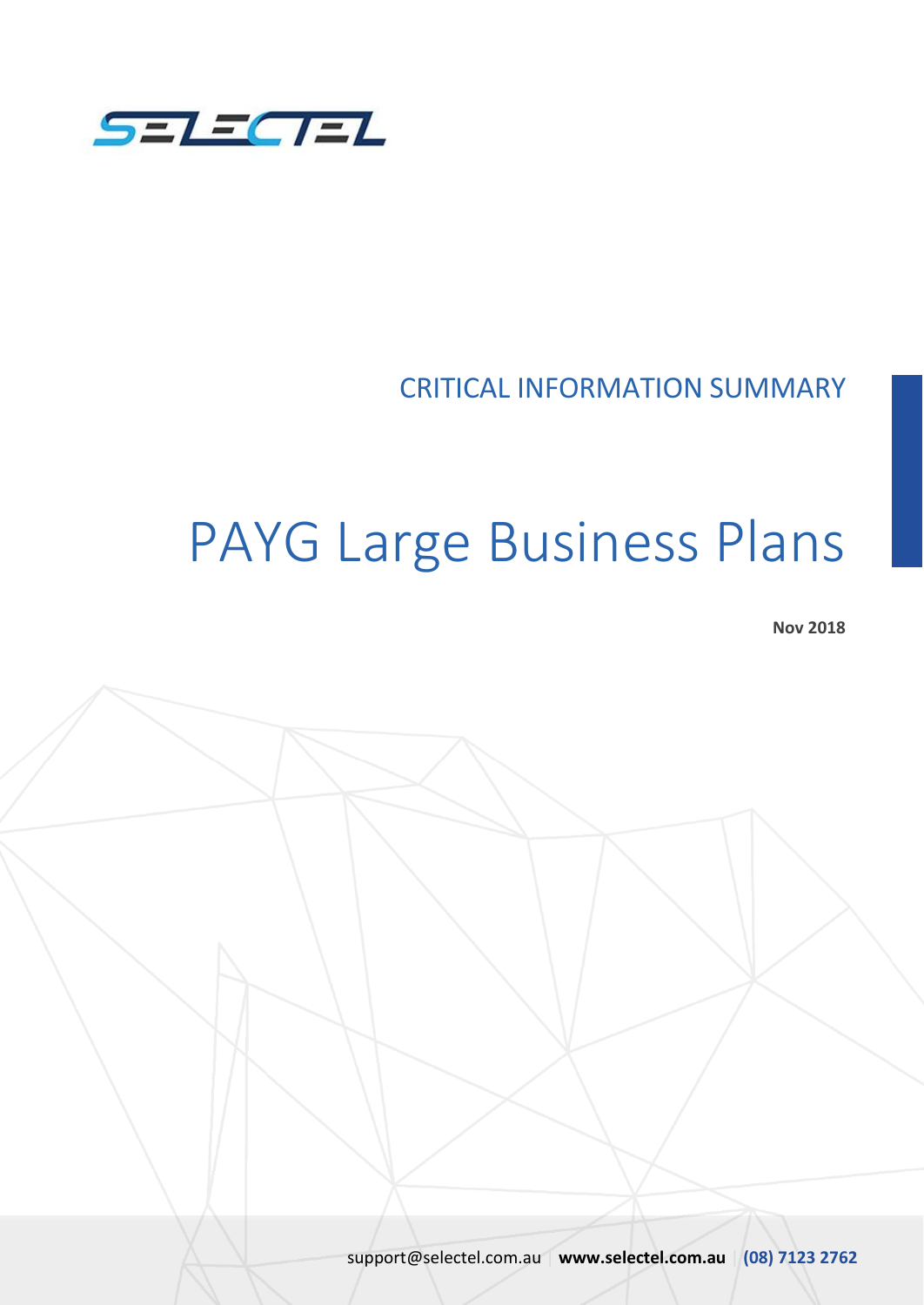CRITICAL INFORMATION SUMMARY

# PAYG Large Business Plans

**Nov 2018**

support@selectel.com.au | **www.selectel.com.au** | **(08) 7123 2762**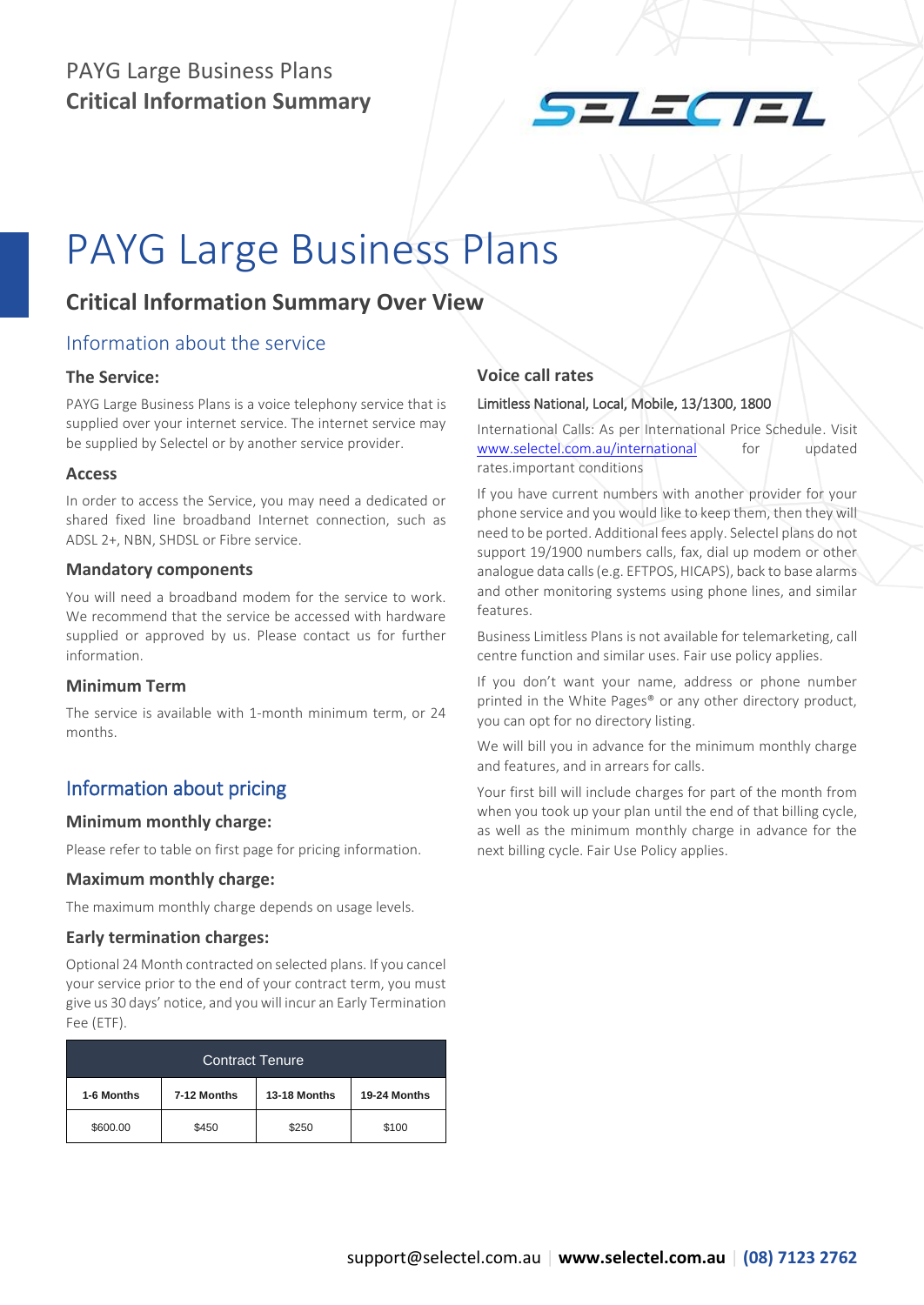PAYG Large Business Plans
**Critical Information Summary**

# PAYG Large Business Plans

## Critical Information Summary Over View

### Information about the service

#### The Service:

PAYG Large Business Plans is a voice telephony service that is supplied over your internet service. The internet service may be supplied by Selectel or by another service provider.

#### Access

In order to access the Service, you may need a dedicated or shared fixed line broadband Internet connection, such as ADSL 2+, NBN, SHDSL or Fibre service.

#### Mandatory components

You will need a broadband modem for the service to work. We recommend that the service be accessed with hardware supplied or approved by us. Please contact us for further information.

#### Minimum Term

The service is available with 1-month minimum term, or 24 months.

### Information about pricing

#### Minimum monthly charge:

Please refer to table on first page for pricing information.

#### Maximum monthly charge:

The maximum monthly charge depends on usage levels.

#### Early termination charges:

Optional 24 Month contracted on selected plans. If you cancel your service prior to the end of your contract term, you must give us 30 days' notice, and you will incur an Early Termination Fee (ETF).

| Contract Tenure | | | |
|---|---|---|---|
| 1-6 Months | 7-12 Months | 13-18 Months | 19-24 Months |
| $600.00 | $450 | $250 | $100 |

#### Voice call rates

Limitless National, Local, Mobile, 13/1300, 1800

International Calls: As per International Price Schedule. Visit www.selectel.com.au/international for updated rates.important conditions

If you have current numbers with another provider for your phone service and you would like to keep them, then they will need to be ported. Additional fees apply. Selectel plans do not support 19/1900 numbers calls, fax, dial up modem or other analogue data calls (e.g. EFTPOS, HICAPS), back to base alarms and other monitoring systems using phone lines, and similar features.

Business Limitless Plans is not available for telemarketing, call centre function and similar uses. Fair use policy applies.

If you don't want your name, address or phone number printed in the White Pages® or any other directory product, you can opt for no directory listing.

We will bill you in advance for the minimum monthly charge and features, and in arrears for calls.

Your first bill will include charges for part of the month from when you took up your plan until the end of that billing cycle, as well as the minimum monthly charge in advance for the next billing cycle. Fair Use Policy applies.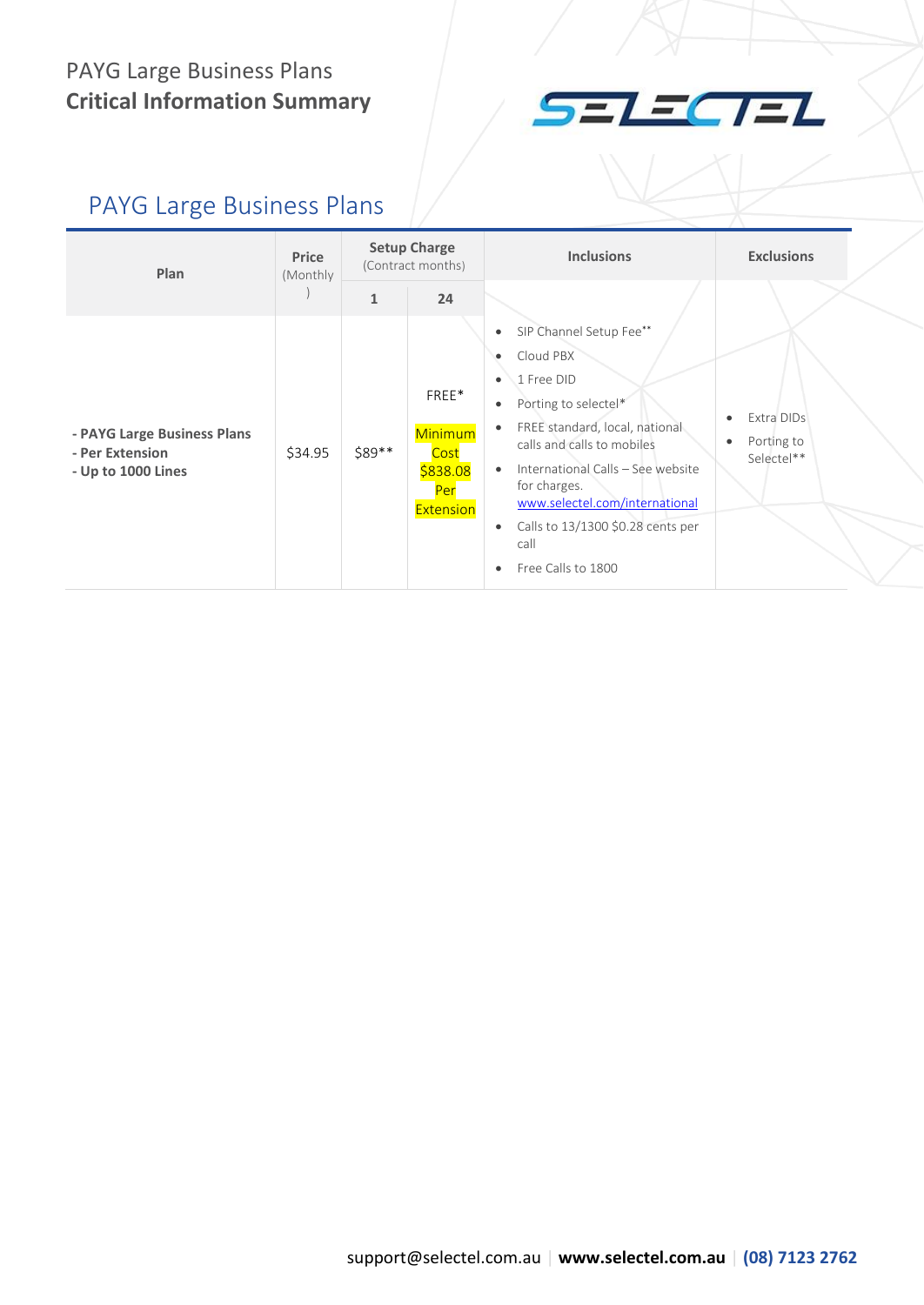PAYG Large Business Plans
**Critical Information Summary**

## PAYG Large Business Plans

| Plan | Price (Monthly) | Setup Charge (Contract months) | | Inclusions | Exclusions |
|---|---|---|---|---|---|
| | | 1 | 24 | | |
| - PAYG Large Business Plans<br>- Per Extension<br>- Up to 1000 Lines | $34.95 | $89** | FREE*<br><br>Minimum Cost $838.08 Per Extension | • SIP Channel Setup Fee**<br>• Cloud PBX<br>• 1 Free DID<br>• Porting to selectel*<br>• FREE standard, local, national calls and calls to mobiles<br>• International Calls – See website for charges. www.selectel.com/international<br>• Calls to 13/1300 $0.28 cents per call<br>• Free Calls to 1800 | • Extra DIDs<br>• Porting to Selectel** |

support@selectel.com.au | **www.selectel.com.au** | **(08) 7123 2762**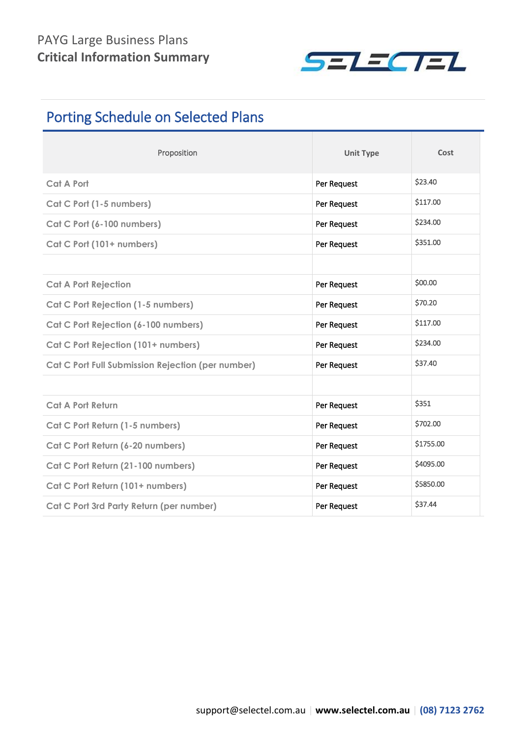# Porting Schedule on Selected Plans

| Proposition | Unit Type | Cost |
|---|---|---|
| Cat A Port | Per Request | $23.40 |
| Cat C Port (1-5 numbers) | Per Request | $117.00 |
| Cat C Port (6-100 numbers) | Per Request | $234.00 |
| Cat C Port (101+ numbers) | Per Request | $351.00 |
| | | |
| Cat A Port Rejection | Per Request | $00.00 |
| Cat C Port Rejection (1-5 numbers) | Per Request | $70.20 |
| Cat C Port Rejection (6-100 numbers) | Per Request | $117.00 |
| Cat C Port Rejection (101+ numbers) | Per Request | $234.00 |
| Cat C Port Full Submission Rejection (per number) | Per Request | $37.40 |
| | | |
| Cat A Port Return | Per Request | $351 |
| Cat C Port Return (1-5 numbers) | Per Request | $702.00 |
| Cat C Port Return (6-20 numbers) | Per Request | $1755.00 |
| Cat C Port Return (21-100 numbers) | Per Request | $4095.00 |
| Cat C Port Return (101+ numbers) | Per Request | $5850.00 |
| Cat C Port 3rd Party Return (per number) | Per Request | $37.44 |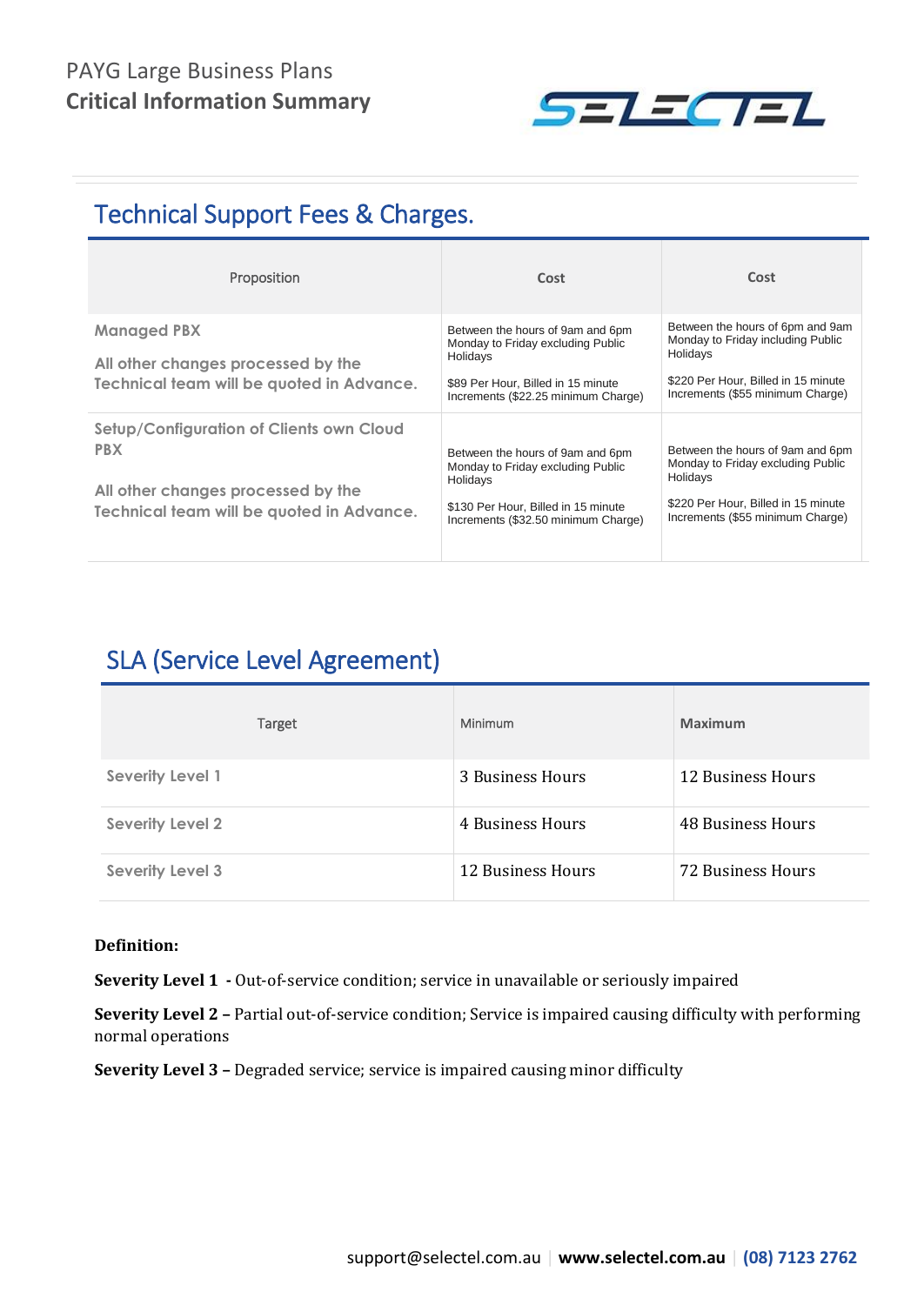PAYG Large Business Plans
**Critical Information Summary**

## Technical Support Fees & Charges.

| Proposition | Cost | Cost |
|---|---|---|
| **Managed PBX**<br><br>**All other changes processed by the Technical team will be quoted in Advance.** | Between the hours of 9am and 6pm Monday to Friday excluding Public Holidays<br><br>$89 Per Hour, Billed in 15 minute Increments ($22.25 minimum Charge) | Between the hours of 6pm and 9am Monday to Friday including Public Holidays<br><br>$220 Per Hour, Billed in 15 minute Increments ($55 minimum Charge) |
| **Setup/Configuration of Clients own Cloud PBX**<br><br>**All other changes processed by the Technical team will be quoted in Advance.** | Between the hours of 9am and 6pm Monday to Friday excluding Public Holidays<br><br>$130 Per Hour, Billed in 15 minute Increments ($32.50 minimum Charge) | Between the hours of 9am and 6pm Monday to Friday excluding Public Holidays<br><br>$220 Per Hour, Billed in 15 minute Increments ($55 minimum Charge) |

## SLA (Service Level Agreement)

| Target | Minimum | Maximum |
|---|---|---|
| Severity Level 1 | 3 Business Hours | 12 Business Hours |
| Severity Level 2 | 4 Business Hours | 48 Business Hours |
| Severity Level 3 | 12 Business Hours | 72 Business Hours |

**Definition:**

**Severity Level 1 -** Out-of-service condition; service in unavailable or seriously impaired

**Severity Level 2 –** Partial out-of-service condition; Service is impaired causing difficulty with performing normal operations

**Severity Level 3 –** Degraded service; service is impaired causing minor difficulty

support@selectel.com.au | **www.selectel.com.au** | **(08) 7123 2762**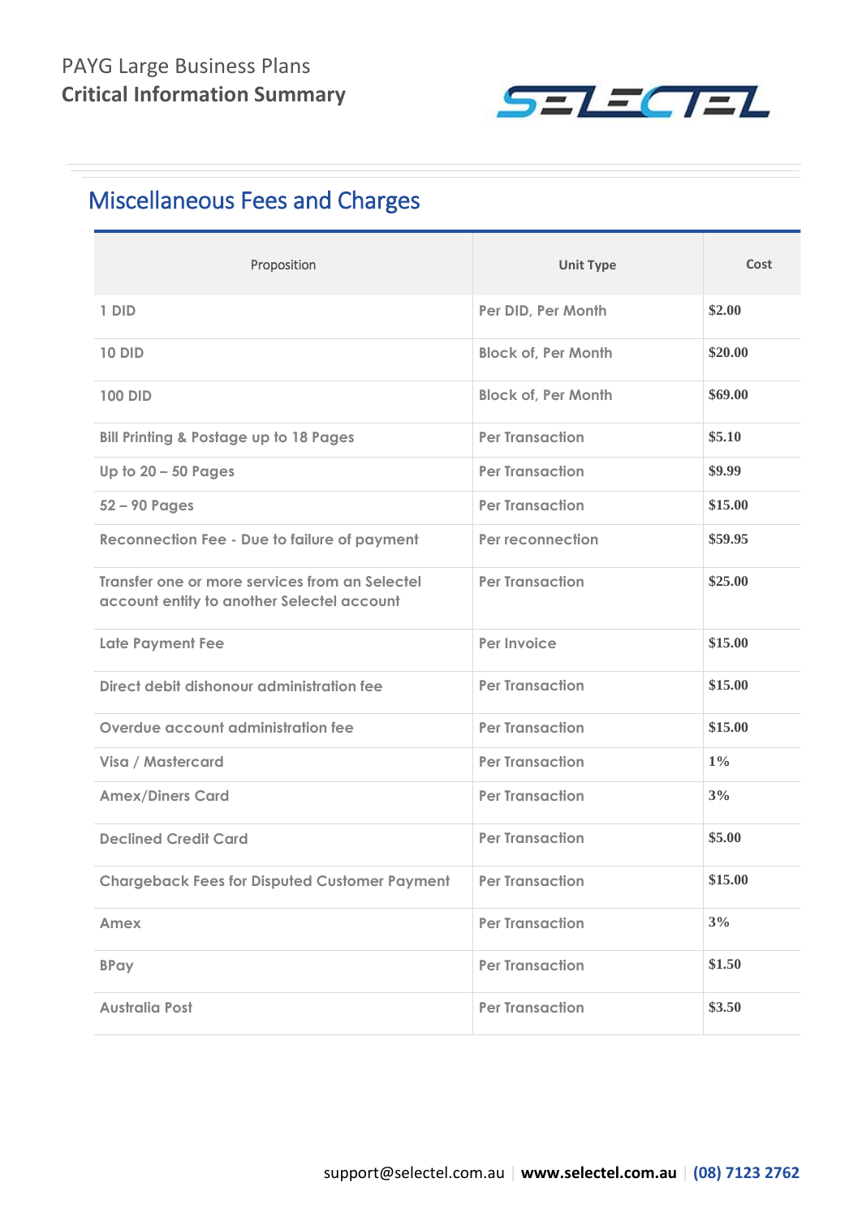## Miscellaneous Fees and Charges

| Proposition | Unit Type | Cost |
|---|---|---|
| 1 DID | Per DID, Per Month | $2.00 |
| 10 DID | Block of, Per Month | $20.00 |
| 100 DID | Block of, Per Month | $69.00 |
| Bill Printing & Postage up to 18 Pages | Per Transaction | $5.10 |
| Up to 20 – 50 Pages | Per Transaction | $9.99 |
| 52 – 90 Pages | Per Transaction | $15.00 |
| Reconnection Fee - Due to failure of payment | Per reconnection | $59.95 |
| Transfer one or more services from an Selectel account entity to another Selectel account | Per Transaction | $25.00 |
| Late Payment Fee | Per Invoice | $15.00 |
| Direct debit dishonour administration fee | Per Transaction | $15.00 |
| Overdue account administration fee | Per Transaction | $15.00 |
| Visa / Mastercard | Per Transaction | 1% |
| Amex/Diners Card | Per Transaction | 3% |
| Declined Credit Card | Per Transaction | $5.00 |
| Chargeback Fees for Disputed Customer Payment | Per Transaction | $15.00 |
| Amex | Per Transaction | 3% |
| BPay | Per Transaction | $1.50 |
| Australia Post | Per Transaction | $3.50 |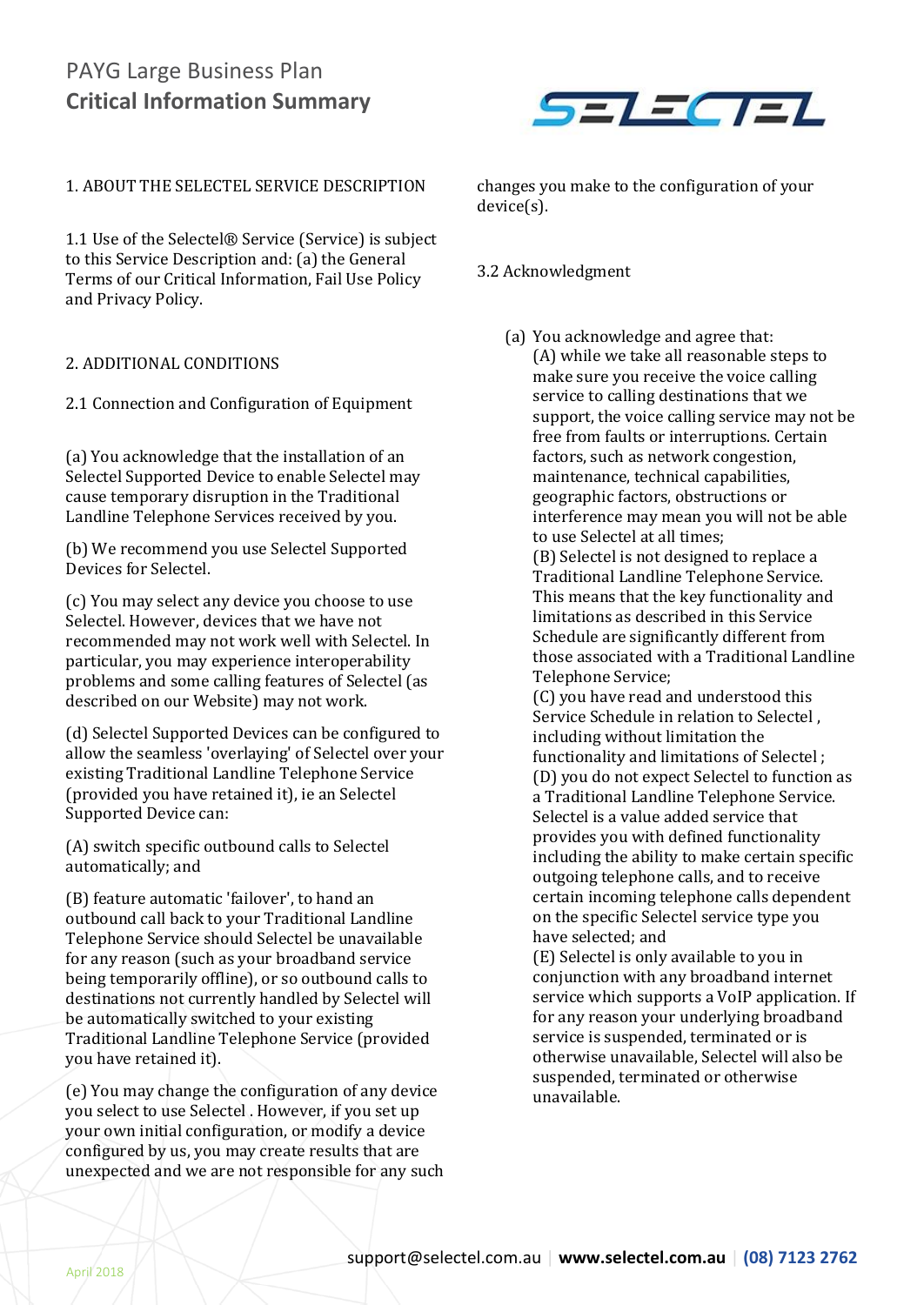# PAYG Large Business Plan
## Critical Information Summary

1. ABOUT THE SELECTEL SERVICE DESCRIPTION

1.1 Use of the Selectel® Service (Service) is subject to this Service Description and: (a) the General Terms of our Critical Information, Fail Use Policy and Privacy Policy.

2. ADDITIONAL CONDITIONS

2.1 Connection and Configuration of Equipment

(a) You acknowledge that the installation of an Selectel Supported Device to enable Selectel may cause temporary disruption in the Traditional Landline Telephone Services received by you.

(b) We recommend you use Selectel Supported Devices for Selectel.

(c) You may select any device you choose to use Selectel. However, devices that we have not recommended may not work well with Selectel. In particular, you may experience interoperability problems and some calling features of Selectel (as described on our Website) may not work.

(d) Selectel Supported Devices can be configured to allow the seamless 'overlaying' of Selectel over your existing Traditional Landline Telephone Service (provided you have retained it), ie an Selectel Supported Device can:

(A) switch specific outbound calls to Selectel automatically; and

(B) feature automatic 'failover', to hand an outbound call back to your Traditional Landline Telephone Service should Selectel be unavailable for any reason (such as your broadband service being temporarily offline), or so outbound calls to destinations not currently handled by Selectel will be automatically switched to your existing Traditional Landline Telephone Service (provided you have retained it).

(e) You may change the configuration of any device you select to use Selectel . However, if you set up your own initial configuration, or modify a device configured by us, you may create results that are unexpected and we are not responsible for any such changes you make to the configuration of your device(s).

3.2 Acknowledgment

(a) You acknowledge and agree that:

(A) while we take all reasonable steps to make sure you receive the voice calling service to calling destinations that we support, the voice calling service may not be free from faults or interruptions. Certain factors, such as network congestion, maintenance, technical capabilities, geographic factors, obstructions or interference may mean you will not be able to use Selectel at all times;

(B) Selectel is not designed to replace a Traditional Landline Telephone Service. This means that the key functionality and limitations as described in this Service Schedule are significantly different from those associated with a Traditional Landline Telephone Service;

(C) you have read and understood this Service Schedule in relation to Selectel , including without limitation the functionality and limitations of Selectel ;

(D) you do not expect Selectel to function as a Traditional Landline Telephone Service. Selectel is a value added service that provides you with defined functionality including the ability to make certain specific outgoing telephone calls, and to receive certain incoming telephone calls dependent on the specific Selectel service type you have selected; and

(E) Selectel is only available to you in conjunction with any broadband internet service which supports a VoIP application. If for any reason your underlying broadband service is suspended, terminated or is otherwise unavailable, Selectel will also be suspended, terminated or otherwise unavailable.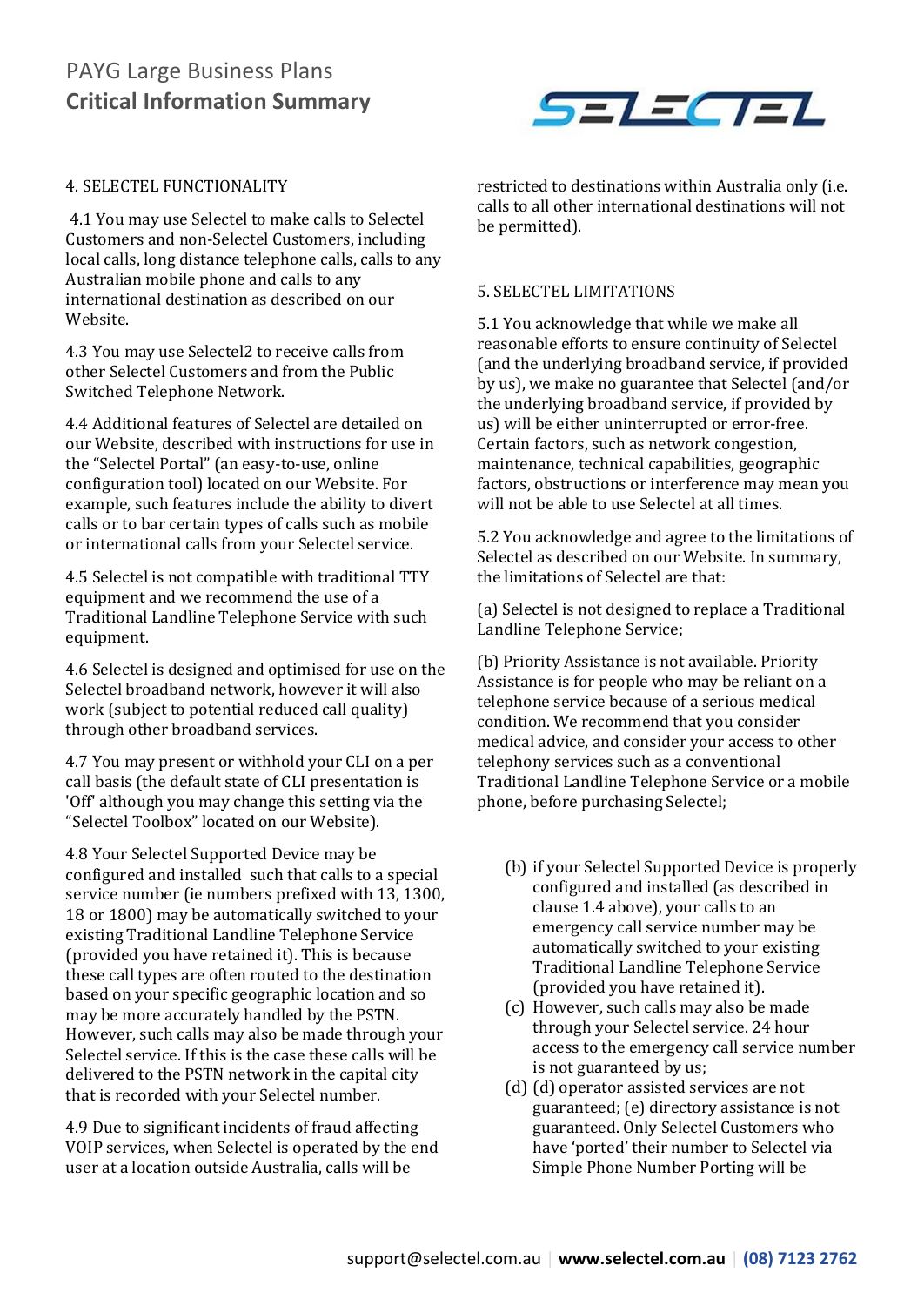## 4. SELECTEL FUNCTIONALITY

4.1 You may use Selectel to make calls to Selectel Customers and non-Selectel Customers, including local calls, long distance telephone calls, calls to any Australian mobile phone and calls to any international destination as described on our Website.

4.3 You may use Selectel2 to receive calls from other Selectel Customers and from the Public Switched Telephone Network.

4.4 Additional features of Selectel are detailed on our Website, described with instructions for use in the "Selectel Portal" (an easy-to-use, online configuration tool) located on our Website. For example, such features include the ability to divert calls or to bar certain types of calls such as mobile or international calls from your Selectel service.

4.5 Selectel is not compatible with traditional TTY equipment and we recommend the use of a Traditional Landline Telephone Service with such equipment.

4.6 Selectel is designed and optimised for use on the Selectel broadband network, however it will also work (subject to potential reduced call quality) through other broadband services.

4.7 You may present or withhold your CLI on a per call basis (the default state of CLI presentation is 'Off' although you may change this setting via the "Selectel Toolbox" located on our Website).

4.8 Your Selectel Supported Device may be configured and installed such that calls to a special service number (ie numbers prefixed with 13, 1300, 18 or 1800) may be automatically switched to your existing Traditional Landline Telephone Service (provided you have retained it). This is because these call types are often routed to the destination based on your specific geographic location and so may be more accurately handled by the PSTN. However, such calls may also be made through your Selectel service. If this is the case these calls will be delivered to the PSTN network in the capital city that is recorded with your Selectel number.

4.9 Due to significant incidents of fraud affecting VOIP services, when Selectel is operated by the end user at a location outside Australia, calls will be restricted to destinations within Australia only (i.e. calls to all other international destinations will not be permitted).

## 5. SELECTEL LIMITATIONS

5.1 You acknowledge that while we make all reasonable efforts to ensure continuity of Selectel (and the underlying broadband service, if provided by us), we make no guarantee that Selectel (and/or the underlying broadband service, if provided by us) will be either uninterrupted or error-free. Certain factors, such as network congestion, maintenance, technical capabilities, geographic factors, obstructions or interference may mean you will not be able to use Selectel at all times.

5.2 You acknowledge and agree to the limitations of Selectel as described on our Website. In summary, the limitations of Selectel are that:

(a) Selectel is not designed to replace a Traditional Landline Telephone Service;

(b) Priority Assistance is not available. Priority Assistance is for people who may be reliant on a telephone service because of a serious medical condition. We recommend that you consider medical advice, and consider your access to other telephony services such as a conventional Traditional Landline Telephone Service or a mobile phone, before purchasing Selectel;

(b) if your Selectel Supported Device is properly configured and installed (as described in clause 1.4 above), your calls to an emergency call service number may be automatically switched to your existing Traditional Landline Telephone Service (provided you have retained it).

(c) However, such calls may also be made through your Selectel service. 24 hour access to the emergency call service number is not guaranteed by us;

(d) (d) operator assisted services are not guaranteed; (e) directory assistance is not guaranteed. Only Selectel Customers who have 'ported' their number to Selectel via Simple Phone Number Porting will be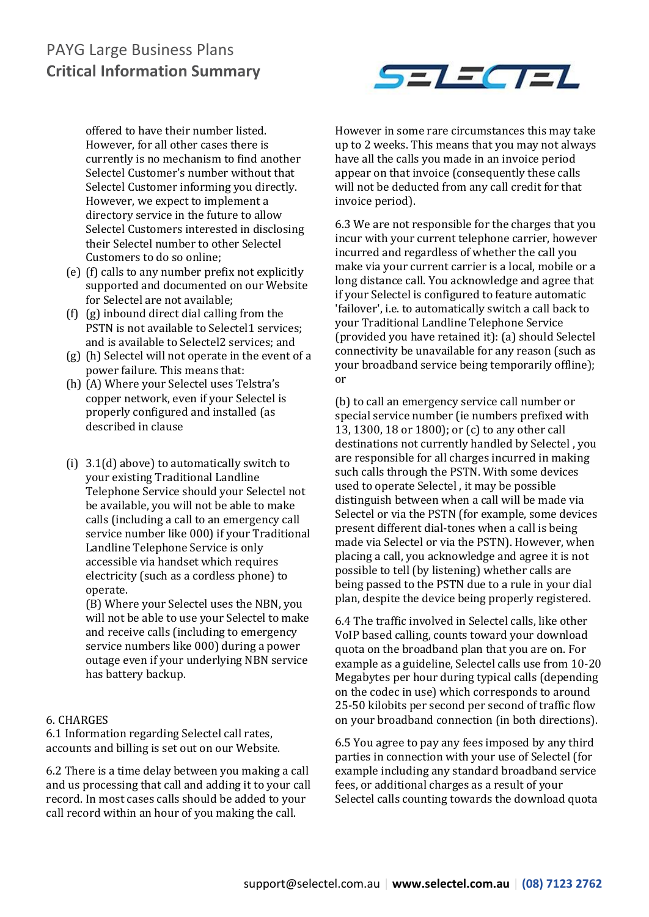offered to have their number listed. However, for all other cases there is currently is no mechanism to find another Selectel Customer's number without that Selectel Customer informing you directly. However, we expect to implement a directory service in the future to allow Selectel Customers interested in disclosing their Selectel number to other Selectel Customers to do so online;

(e) (f) calls to any number prefix not explicitly supported and documented on our Website for Selectel are not available;

(f) (g) inbound direct dial calling from the PSTN is not available to Selectel1 services; and is available to Selectel2 services; and

(g) (h) Selectel will not operate in the event of a power failure. This means that:

(h) (A) Where your Selectel uses Telstra's copper network, even if your Selectel is properly configured and installed (as described in clause

(i) 3.1(d) above) to automatically switch to your existing Traditional Landline Telephone Service should your Selectel not be available, you will not be able to make calls (including a call to an emergency call service number like 000) if your Traditional Landline Telephone Service is only accessible via handset which requires electricity (such as a cordless phone) to operate.

(B) Where your Selectel uses the NBN, you will not be able to use your Selectel to make and receive calls (including to emergency service numbers like 000) during a power outage even if your underlying NBN service has battery backup.

6. CHARGES

6.1 Information regarding Selectel call rates, accounts and billing is set out on our Website.

6.2 There is a time delay between you making a call and us processing that call and adding it to your call record. In most cases calls should be added to your call record within an hour of you making the call. However in some rare circumstances this may take up to 2 weeks. This means that you may not always have all the calls you made in an invoice period appear on that invoice (consequently these calls will not be deducted from any call credit for that invoice period).

6.3 We are not responsible for the charges that you incur with your current telephone carrier, however incurred and regardless of whether the call you make via your current carrier is a local, mobile or a long distance call. You acknowledge and agree that if your Selectel is configured to feature automatic 'failover', i.e. to automatically switch a call back to your Traditional Landline Telephone Service (provided you have retained it): (a) should Selectel connectivity be unavailable for any reason (such as your broadband service being temporarily offline); or

(b) to call an emergency service call number or special service number (ie numbers prefixed with 13, 1300, 18 or 1800); or (c) to any other call destinations not currently handled by Selectel , you are responsible for all charges incurred in making such calls through the PSTN. With some devices used to operate Selectel , it may be possible distinguish between when a call will be made via Selectel or via the PSTN (for example, some devices present different dial-tones when a call is being made via Selectel or via the PSTN). However, when placing a call, you acknowledge and agree it is not possible to tell (by listening) whether calls are being passed to the PSTN due to a rule in your dial plan, despite the device being properly registered.

6.4 The traffic involved in Selectel calls, like other VoIP based calling, counts toward your download quota on the broadband plan that you are on. For example as a guideline, Selectel calls use from 10-20 Megabytes per hour during typical calls (depending on the codec in use) which corresponds to around 25-50 kilobits per second per second of traffic flow on your broadband connection (in both directions).

6.5 You agree to pay any fees imposed by any third parties in connection with your use of Selectel (for example including any standard broadband service fees, or additional charges as a result of your Selectel calls counting towards the download quota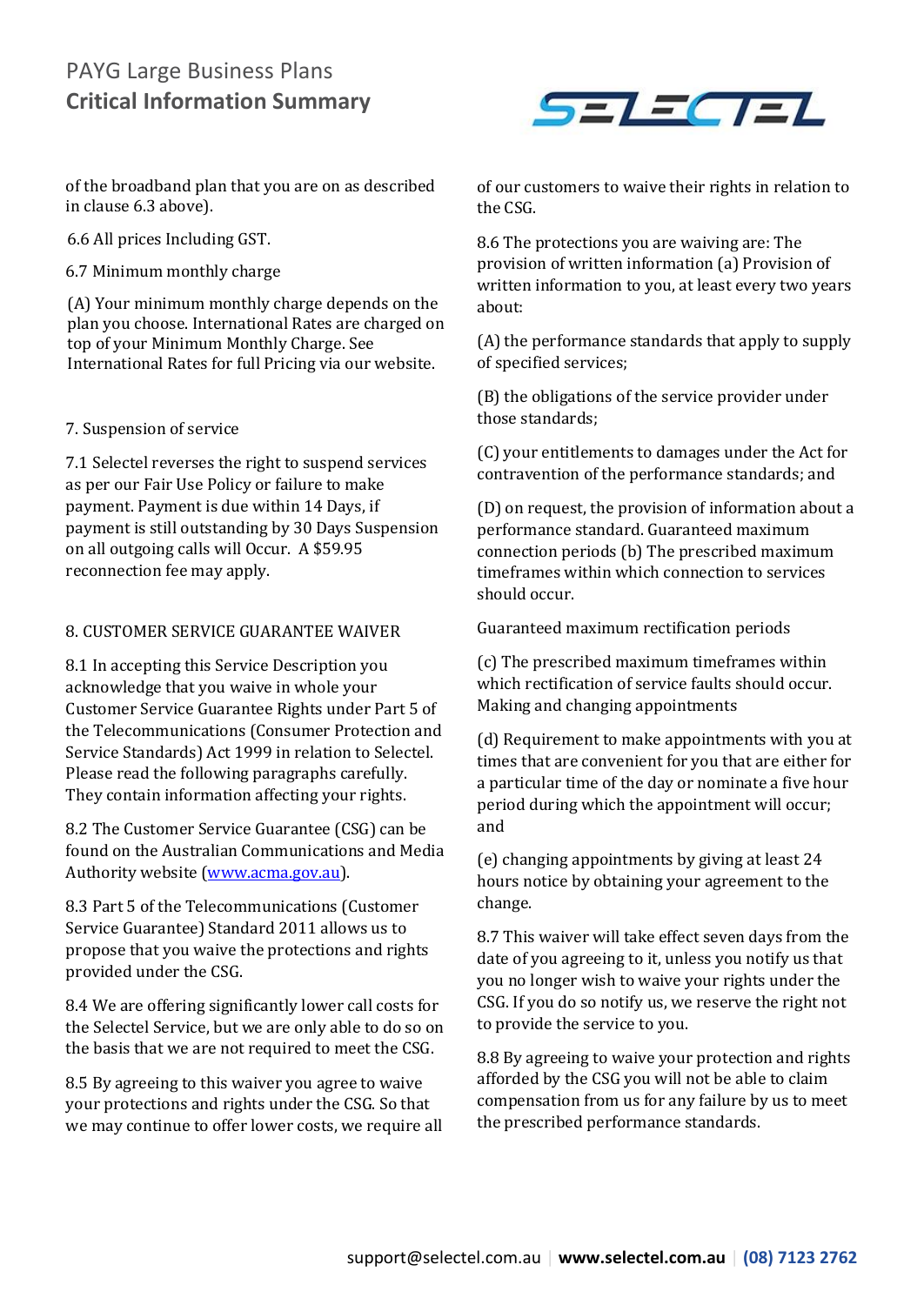of the broadband plan that you are on as described in clause 6.3 above).

6.6 All prices Including GST.

6.7 Minimum monthly charge

(A) Your minimum monthly charge depends on the plan you choose. International Rates are charged on top of your Minimum Monthly Charge. See International Rates for full Pricing via our website.

7. Suspension of service

7.1 Selectel reverses the right to suspend services as per our Fair Use Policy or failure to make payment. Payment is due within 14 Days, if payment is still outstanding by 30 Days Suspension on all outgoing calls will Occur. A $59.95 reconnection fee may apply.

8. CUSTOMER SERVICE GUARANTEE WAIVER

8.1 In accepting this Service Description you acknowledge that you waive in whole your Customer Service Guarantee Rights under Part 5 of the Telecommunications (Consumer Protection and Service Standards) Act 1999 in relation to Selectel. Please read the following paragraphs carefully. They contain information affecting your rights.

8.2 The Customer Service Guarantee (CSG) can be found on the Australian Communications and Media Authority website ([www.acma.gov.au](http://www.acma.gov.au)).

8.3 Part 5 of the Telecommunications (Customer Service Guarantee) Standard 2011 allows us to propose that you waive the protections and rights provided under the CSG.

8.4 We are offering significantly lower call costs for the Selectel Service, but we are only able to do so on the basis that we are not required to meet the CSG.

8.5 By agreeing to this waiver you agree to waive your protections and rights under the CSG. So that we may continue to offer lower costs, we require all of our customers to waive their rights in relation to the CSG.

8.6 The protections you are waiving are: The provision of written information (a) Provision of written information to you, at least every two years about:

(A) the performance standards that apply to supply of specified services;

(B) the obligations of the service provider under those standards;

(C) your entitlements to damages under the Act for contravention of the performance standards; and

(D) on request, the provision of information about a performance standard. Guaranteed maximum connection periods (b) The prescribed maximum timeframes within which connection to services should occur.

Guaranteed maximum rectification periods

(c) The prescribed maximum timeframes within which rectification of service faults should occur. Making and changing appointments

(d) Requirement to make appointments with you at times that are convenient for you that are either for a particular time of the day or nominate a five hour period during which the appointment will occur; and

(e) changing appointments by giving at least 24 hours notice by obtaining your agreement to the change.

8.7 This waiver will take effect seven days from the date of you agreeing to it, unless you notify us that you no longer wish to waive your rights under the CSG. If you do so notify us, we reserve the right not to provide the service to you.

8.8 By agreeing to waive your protection and rights afforded by the CSG you will not be able to claim compensation from us for any failure by us to meet the prescribed performance standards.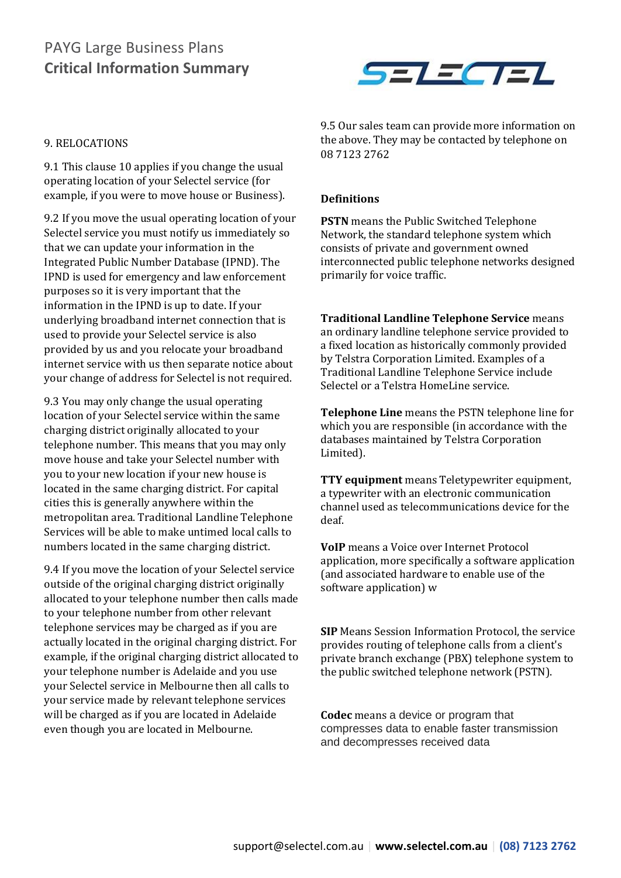## 9. RELOCATIONS

9.1 This clause 10 applies if you change the usual operating location of your Selectel service (for example, if you were to move house or Business).

9.2 If you move the usual operating location of your Selectel service you must notify us immediately so that we can update your information in the Integrated Public Number Database (IPND). The IPND is used for emergency and law enforcement purposes so it is very important that the information in the IPND is up to date. If your underlying broadband internet connection that is used to provide your Selectel service is also provided by us and you relocate your broadband internet service with us then separate notice about your change of address for Selectel is not required.

9.3 You may only change the usual operating location of your Selectel service within the same charging district originally allocated to your telephone number. This means that you may only move house and take your Selectel number with you to your new location if your new house is located in the same charging district. For capital cities this is generally anywhere within the metropolitan area. Traditional Landline Telephone Services will be able to make untimed local calls to numbers located in the same charging district.

9.4 If you move the location of your Selectel service outside of the original charging district originally allocated to your telephone number then calls made to your telephone number from other relevant telephone services may be charged as if you are actually located in the original charging district. For example, if the original charging district allocated to your telephone number is Adelaide and you use your Selectel service in Melbourne then all calls to your service made by relevant telephone services will be charged as if you are located in Adelaide even though you are located in Melbourne.

9.5 Our sales team can provide more information on the above. They may be contacted by telephone on 08 7123 2762

## Definitions

**PSTN** means the Public Switched Telephone Network, the standard telephone system which consists of private and government owned interconnected public telephone networks designed primarily for voice traffic.

**Traditional Landline Telephone Service** means an ordinary landline telephone service provided to a fixed location as historically commonly provided by Telstra Corporation Limited. Examples of a Traditional Landline Telephone Service include Selectel or a Telstra HomeLine service.

**Telephone Line** means the PSTN telephone line for which you are responsible (in accordance with the databases maintained by Telstra Corporation Limited).

**TTY equipment** means Teletypewriter equipment, a typewriter with an electronic communication channel used as telecommunications device for the deaf.

**VoIP** means a Voice over Internet Protocol application, more specifically a software application (and associated hardware to enable use of the software application) w

**SIP** Means Session Information Protocol, the service provides routing of telephone calls from a client's private branch exchange (PBX) telephone system to the public switched telephone network (PSTN).

**Codec** means a device or program that compresses data to enable faster transmission and decompresses received data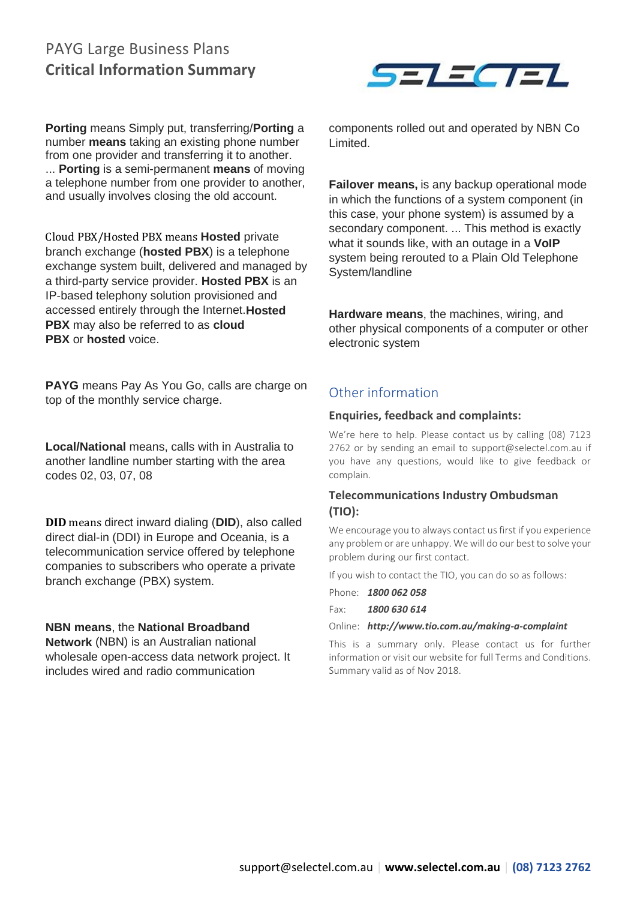PAYG Large Business Plans
**Critical Information Summary**

**Porting** means Simply put, transferring/**Porting** a number **means** taking an existing phone number from one provider and transferring it to another. ... **Porting** is a semi-permanent **means** of moving a telephone number from one provider to another, and usually involves closing the old account.

Cloud PBX/Hosted PBX means **Hosted** private branch exchange (**hosted PBX**) is a telephone exchange system built, delivered and managed by a third-party service provider. **Hosted PBX** is an IP-based telephony solution provisioned and accessed entirely through the Internet.**Hosted PBX** may also be referred to as **cloud PBX** or **hosted** voice.

**PAYG** means Pay As You Go, calls are charge on top of the monthly service charge.

**Local/National** means, calls with in Australia to another landline number starting with the area codes 02, 03, 07, 08

**DID** means direct inward dialing (**DID**), also called direct dial-in (DDI) in Europe and Oceania, is a telecommunication service offered by telephone companies to subscribers who operate a private branch exchange (PBX) system.

**NBN means**, the **National Broadband Network** (NBN) is an Australian national wholesale open-access data network project. It includes wired and radio communication components rolled out and operated by NBN Co Limited.

**Failover means,** is any backup operational mode in which the functions of a system component (in this case, your phone system) is assumed by a secondary component. ... This method is exactly what it sounds like, with an outage in a **VoIP** system being rerouted to a Plain Old Telephone System/landline

**Hardware means**, the machines, wiring, and other physical components of a computer or other electronic system

## Other information

### Enquiries, feedback and complaints:

We're here to help. Please contact us by calling (08) 7123 2762 or by sending an email to support@selectel.com.au if you have any questions, would like to give feedback or complain.

### Telecommunications Industry Ombudsman (TIO):

We encourage you to always contact us first if you experience any problem or are unhappy. We will do our best to solve your problem during our first contact.

If you wish to contact the TIO, you can do so as follows:

Phone: ***1800 062 058***

Fax: ***1800 630 614***

Online: ***http://www.tio.com.au/making-a-complaint***

This is a summary only. Please contact us for further information or visit our website for full Terms and Conditions. Summary valid as of Nov 2018.

support@selectel.com.au | **www.selectel.com.au** | **(08) 7123 2762**